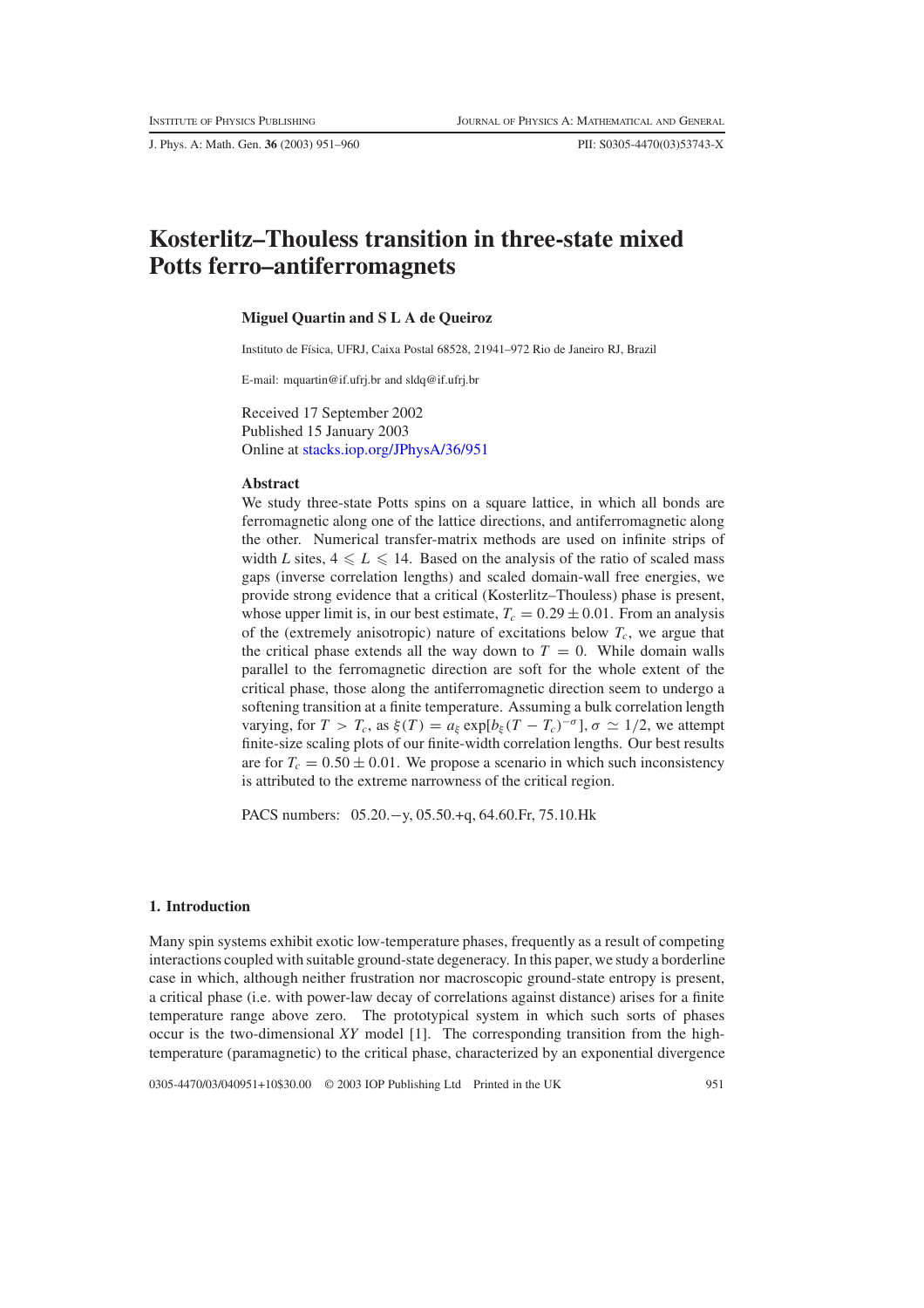# Kosterlitz–Thouless transition in three-state mixed Potts ferro–antiferromagnets

**Miguel Quartin and S L A de Queiroz**

Instituto de Física, UFRJ, Caixa Postal 68528, 21941–972 Rio de Janeiro RJ, Brazil

E-mail: mquartin@if.ufrj.br and sldq@if.ufrj.br

Received 17 September 2002
Published 15 January 2003
Online at stacks.iop.org/JPhysA/36/951

## Abstract

We study three-state Potts spins on a square lattice, in which all bonds are ferromagnetic along one of the lattice directions, and antiferromagnetic along the other. Numerical transfer-matrix methods are used on infinite strips of width $L$ sites, $4 \leqslant L \leqslant 14$. Based on the analysis of the ratio of scaled mass gaps (inverse correlation lengths) and scaled domain-wall free energies, we provide strong evidence that a critical (Kosterlitz–Thouless) phase is present, whose upper limit is, in our best estimate, $T_c = 0.29 \pm 0.01$. From an analysis of the (extremely anisotropic) nature of excitations below $T_c$, we argue that the critical phase extends all the way down to $T = 0$. While domain walls parallel to the ferromagnetic direction are soft for the whole extent of the critical phase, those along the antiferromagnetic direction seem to undergo a softening transition at a finite temperature. Assuming a bulk correlation length varying, for $T > T_c$, as $\xi(T) = a_\xi \exp[b_\xi (T - T_c)^{-\sigma}]$, $\sigma \simeq 1/2$, we attempt finite-size scaling plots of our finite-width correlation lengths. Our best results are for $T_c = 0.50 \pm 0.01$. We propose a scenario in which such inconsistency is attributed to the extreme narrowness of the critical region.

PACS numbers: 05.20.−y, 05.50.+q, 64.60.Fr, 75.10.Hk

## 1. Introduction

Many spin systems exhibit exotic low-temperature phases, frequently as a result of competing interactions coupled with suitable ground-state degeneracy. In this paper, we study a borderline case in which, although neither frustration nor macroscopic ground-state entropy is present, a critical phase (i.e. with power-law decay of correlations against distance) arises for a finite temperature range above zero. The prototypical system in which such sorts of phases occur is the two-dimensional $XY$ model [1]. The corresponding transition from the high-temperature (paramagnetic) to the critical phase, characterized by an exponential divergence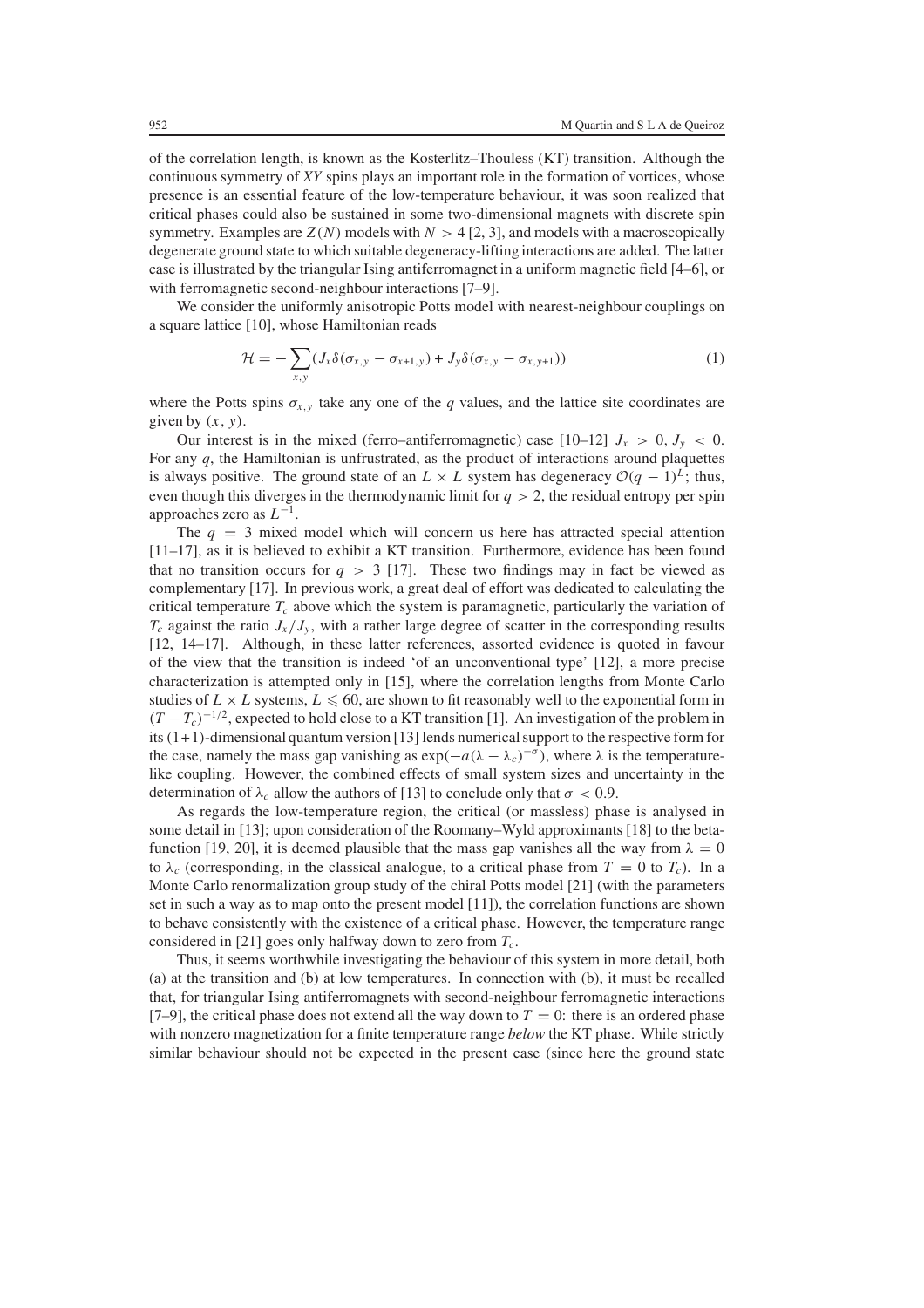of the correlation length, is known as the Kosterlitz–Thouless (KT) transition. Although the continuous symmetry of *XY* spins plays an important role in the formation of vortices, whose presence is an essential feature of the low-temperature behaviour, it was soon realized that critical phases could also be sustained in some two-dimensional magnets with discrete spin symmetry. Examples are $Z(N)$ models with $N > 4$ [2, 3], and models with a macroscopically degenerate ground state to which suitable degeneracy-lifting interactions are added. The latter case is illustrated by the triangular Ising antiferromagnet in a uniform magnetic field [4–6], or with ferromagnetic second-neighbour interactions [7–9].

We consider the uniformly anisotropic Potts model with nearest-neighbour couplings on a square lattice [10], whose Hamiltonian reads

$$\mathcal{H} = -\sum_{x,y} (J_x \delta(\sigma_{x,y} - \sigma_{x+1,y}) + J_y \delta(\sigma_{x,y} - \sigma_{x,y+1})) \tag{1}$$

where the Potts spins $\sigma_{x,y}$ take any one of the $q$ values, and the lattice site coordinates are given by $(x, y)$.

Our interest is in the mixed (ferro–antiferromagnetic) case [10–12] $J_x > 0, J_y < 0$. For any $q$, the Hamiltonian is unfrustrated, as the product of interactions around plaquettes is always positive. The ground state of an $L \times L$ system has degeneracy $\mathcal{O}(q-1)^L$; thus, even though this diverges in the thermodynamic limit for $q > 2$, the residual entropy per spin approaches zero as $L^{-1}$.

The $q = 3$ mixed model which will concern us here has attracted special attention [11–17], as it is believed to exhibit a KT transition. Furthermore, evidence has been found that no transition occurs for $q > 3$ [17]. These two findings may in fact be viewed as complementary [17]. In previous work, a great deal of effort was dedicated to calculating the critical temperature $T_c$ above which the system is paramagnetic, particularly the variation of $T_c$ against the ratio $J_x/J_y$, with a rather large degree of scatter in the corresponding results [12, 14–17]. Although, in these latter references, assorted evidence is quoted in favour of the view that the transition is indeed 'of an unconventional type' [12], a more precise characterization is attempted only in [15], where the correlation lengths from Monte Carlo studies of $L \times L$ systems, $L \leqslant 60$, are shown to fit reasonably well to the exponential form in $(T - T_c)^{-1/2}$, expected to hold close to a KT transition [1]. An investigation of the problem in its (1+1)-dimensional quantum version [13] lends numerical support to the respective form for the case, namely the mass gap vanishing as $\exp(-a(\lambda - \lambda_c)^{-\sigma})$, where $\lambda$ is the temperature-like coupling. However, the combined effects of small system sizes and uncertainty in the determination of $\lambda_c$ allow the authors of [13] to conclude only that $\sigma < 0.9$.

As regards the low-temperature region, the critical (or massless) phase is analysed in some detail in [13]; upon consideration of the Roomany–Wyld approximants [18] to the beta-function [19, 20], it is deemed plausible that the mass gap vanishes all the way from $\lambda = 0$ to $\lambda_c$ (corresponding, in the classical analogue, to a critical phase from $T = 0$ to $T_c$). In a Monte Carlo renormalization group study of the chiral Potts model [21] (with the parameters set in such a way as to map onto the present model [11]), the correlation functions are shown to behave consistently with the existence of a critical phase. However, the temperature range considered in [21] goes only halfway down to zero from $T_c$.

Thus, it seems worthwhile investigating the behaviour of this system in more detail, both (a) at the transition and (b) at low temperatures. In connection with (b), it must be recalled that, for triangular Ising antiferromagnets with second-neighbour ferromagnetic interactions [7–9], the critical phase does not extend all the way down to $T = 0$: there is an ordered phase with nonzero magnetization for a finite temperature range *below* the KT phase. While strictly similar behaviour should not be expected in the present case (since here the ground state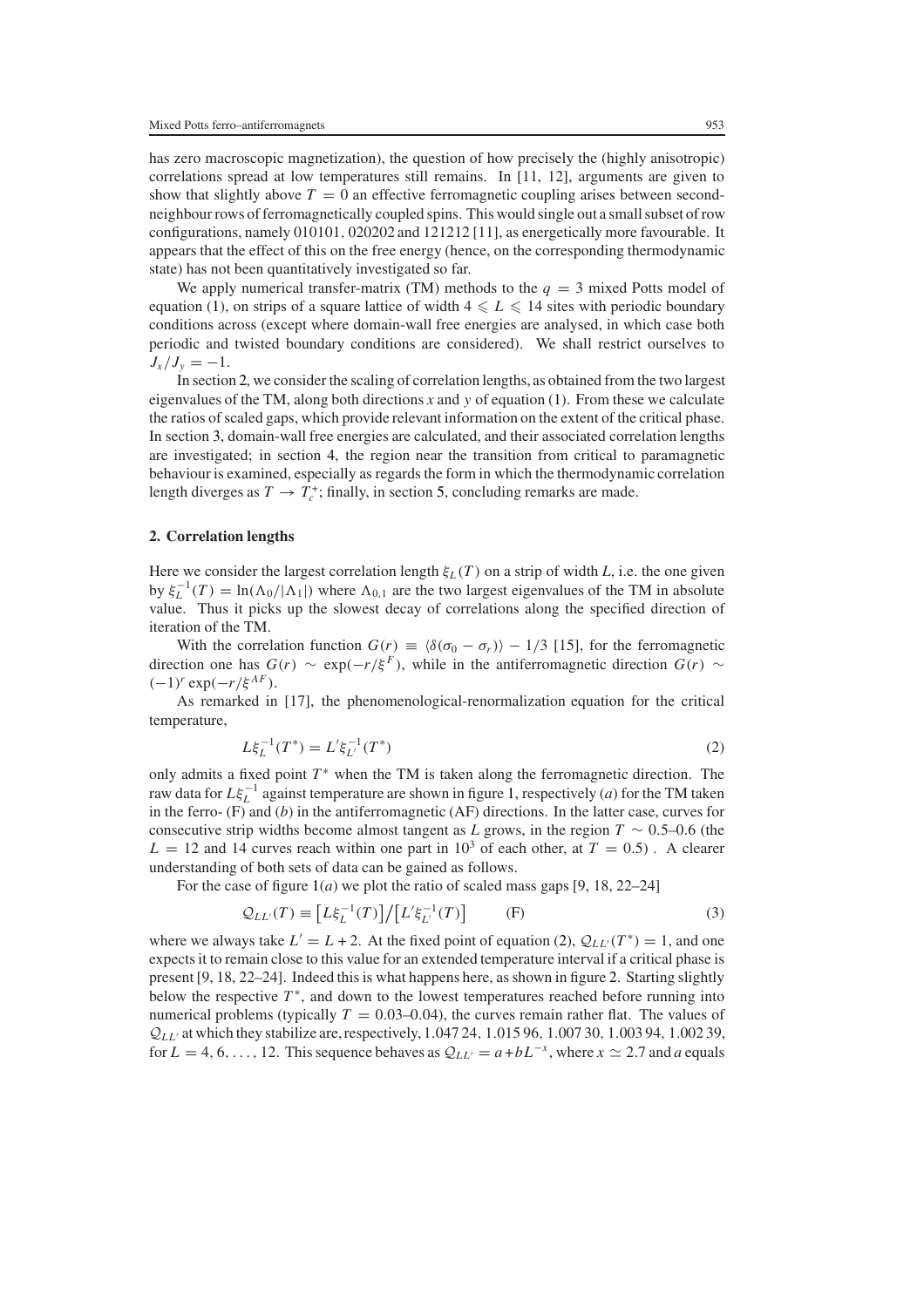has zero macroscopic magnetization), the question of how precisely the (highly anisotropic) correlations spread at low temperatures still remains. In [11, 12], arguments are given to show that slightly above $T = 0$ an effective ferromagnetic coupling arises between second-neighbour rows of ferromagnetically coupled spins. This would single out a small subset of row configurations, namely 010101, 020202 and 121212 [11], as energetically more favourable. It appears that the effect of this on the free energy (hence, on the corresponding thermodynamic state) has not been quantitatively investigated so far.

We apply numerical transfer-matrix (TM) methods to the $q = 3$ mixed Potts model of equation (1), on strips of a square lattice of width $4 \leqslant L \leqslant 14$ sites with periodic boundary conditions across (except where domain-wall free energies are analysed, in which case both periodic and twisted boundary conditions are considered). We shall restrict ourselves to $J_x/J_y = -1$.

In section 2, we consider the scaling of correlation lengths, as obtained from the two largest eigenvalues of the TM, along both directions $x$ and $y$ of equation (1). From these we calculate the ratios of scaled gaps, which provide relevant information on the extent of the critical phase. In section 3, domain-wall free energies are calculated, and their associated correlation lengths are investigated; in section 4, the region near the transition from critical to paramagnetic behaviour is examined, especially as regards the form in which the thermodynamic correlation length diverges as $T \to T_c^+$; finally, in section 5, concluding remarks are made.

## 2. Correlation lengths

Here we consider the largest correlation length $\xi_L(T)$ on a strip of width $L$, i.e. the one given by $\xi_L^{-1}(T) = \ln(\Lambda_0/|\Lambda_1|)$ where $\Lambda_{0,1}$ are the two largest eigenvalues of the TM in absolute value. Thus it picks up the slowest decay of correlations along the specified direction of iteration of the TM.

With the correlation function $G(r) \equiv \langle \delta(\sigma_0 - \sigma_r) \rangle - 1/3$ [15], for the ferromagnetic direction one has $G(r) \sim \exp(-r/\xi^F)$, while in the antiferromagnetic direction $G(r) \sim (-1)^r \exp(-r/\xi^{AF})$.

As remarked in [17], the phenomenological-renormalization equation for the critical temperature,

$$L\xi_L^{-1}(T^*) = L'\xi_{L'}^{-1}(T^*) \tag{2}$$

only admits a fixed point $T^*$ when the TM is taken along the ferromagnetic direction. The raw data for $L\xi_L^{-1}$ against temperature are shown in figure 1, respectively (*a*) for the TM taken in the ferro- (F) and (*b*) in the antiferromagnetic (AF) directions. In the latter case, curves for consecutive strip widths become almost tangent as $L$ grows, in the region $T \sim 0.5$–$0.6$ (the $L = 12$ and 14 curves reach within one part in $10^3$ of each other, at $T = 0.5$). A clearer understanding of both sets of data can be gained as follows.

For the case of figure 1(*a*) we plot the ratio of scaled mass gaps [9, 18, 22–24]

$$\mathcal{Q}_{LL'}(T) \equiv \left[L\xi_L^{-1}(T)\right] / \left[L'\xi_{L'}^{-1}(T)\right] \qquad \text{(F)} \tag{3}$$

where we always take $L' = L + 2$. At the fixed point of equation (2), $\mathcal{Q}_{LL'}(T^*) = 1$, and one expects it to remain close to this value for an extended temperature interval if a critical phase is present [9, 18, 22–24]. Indeed this is what happens here, as shown in figure 2. Starting slightly below the respective $T^*$, and down to the lowest temperatures reached before running into numerical problems (typically $T = 0.03$–$0.04$), the curves remain rather flat. The values of $\mathcal{Q}_{LL'}$ at which they stabilize are, respectively, 1.047 24, 1.015 96, 1.007 30, 1.003 94, 1.002 39, for $L = 4, 6, \ldots, 12$. This sequence behaves as $\mathcal{Q}_{LL'} = a + bL^{-x}$, where $x \simeq 2.7$ and $a$ equals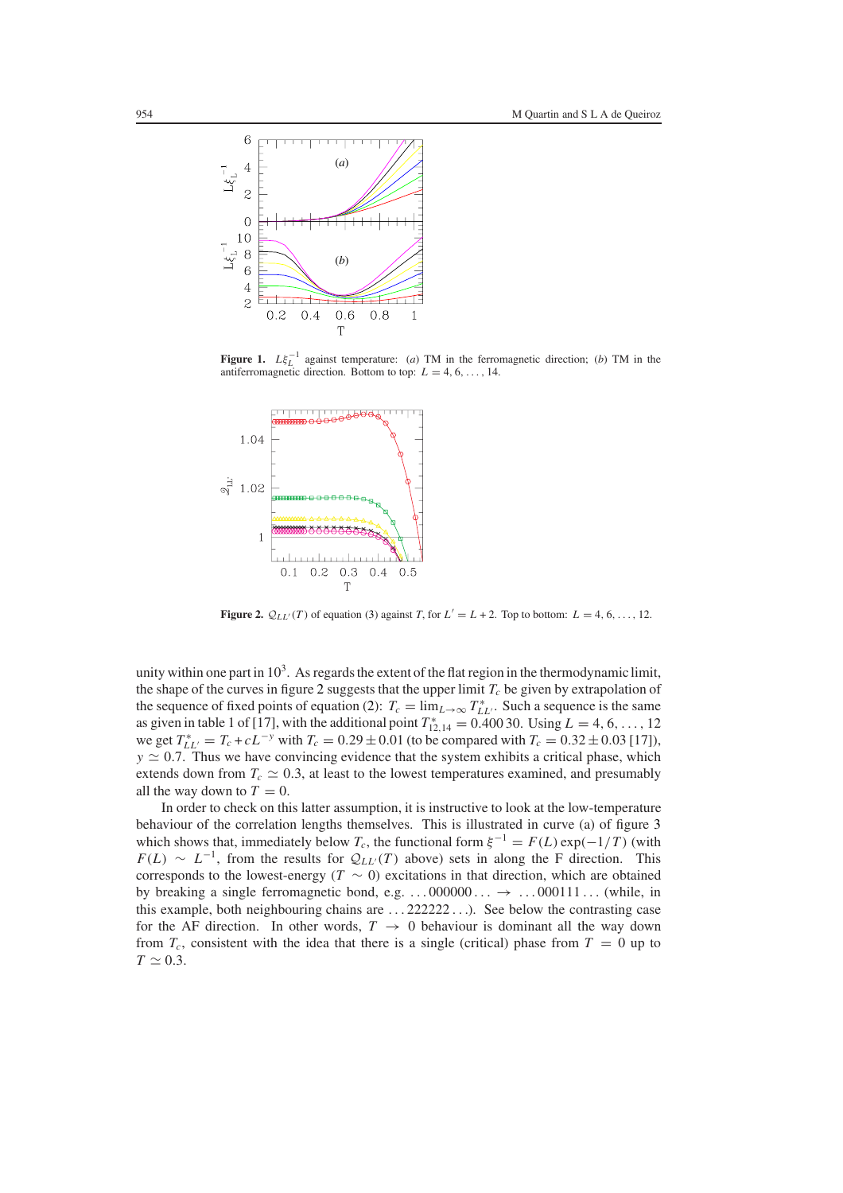**Figure 1.** $L\xi_L^{-1}$ against temperature: (*a*) TM in the ferromagnetic direction; (*b*) TM in the antiferromagnetic direction. Bottom to top: $L = 4, 6, \ldots, 14$.

**Figure 2.** $\mathcal{Q}_{LL'}(T)$ of equation (3) against $T$, for $L' = L + 2$. Top to bottom: $L = 4, 6, \ldots, 12$.

unity within one part in $10^3$. As regards the extent of the flat region in the thermodynamic limit, the shape of the curves in figure 2 suggests that the upper limit $T_c$ be given by extrapolation of the sequence of fixed points of equation (2): $T_c = \lim_{L\to\infty} T^*_{LL'}$. Such a sequence is the same as given in table 1 of [17], with the additional point $T^*_{12,14} = 0.400\,30$. Using $L = 4, 6, \ldots, 12$ we get $T^*_{LL'} = T_c + cL^{-y}$ with $T_c = 0.29 \pm 0.01$ (to be compared with $T_c = 0.32 \pm 0.03$ [17]), $y \simeq 0.7$. Thus we have convincing evidence that the system exhibits a critical phase, which extends down from $T_c \simeq 0.3$, at least to the lowest temperatures examined, and presumably all the way down to $T = 0$.

In order to check on this latter assumption, it is instructive to look at the low-temperature behaviour of the correlation lengths themselves. This is illustrated in curve (a) of figure 3 which shows that, immediately below $T_c$, the functional form $\xi^{-1} = F(L)\exp(-1/T)$ (with $F(L) \sim L^{-1}$, from the results for $\mathcal{Q}_{LL'}(T)$ above) sets in along the F direction. This corresponds to the lowest-energy ($T \sim 0$) excitations in that direction, which are obtained by breaking a single ferromagnetic bond, e.g. $\ldots 000000 \ldots \to \ldots 000111 \ldots$ (while, in this example, both neighbouring chains are $\ldots 222222 \ldots$). See below the contrasting case for the AF direction. In other words, $T \to 0$ behaviour is dominant all the way down from $T_c$, consistent with the idea that there is a single (critical) phase from $T = 0$ up to $T \simeq 0.3$.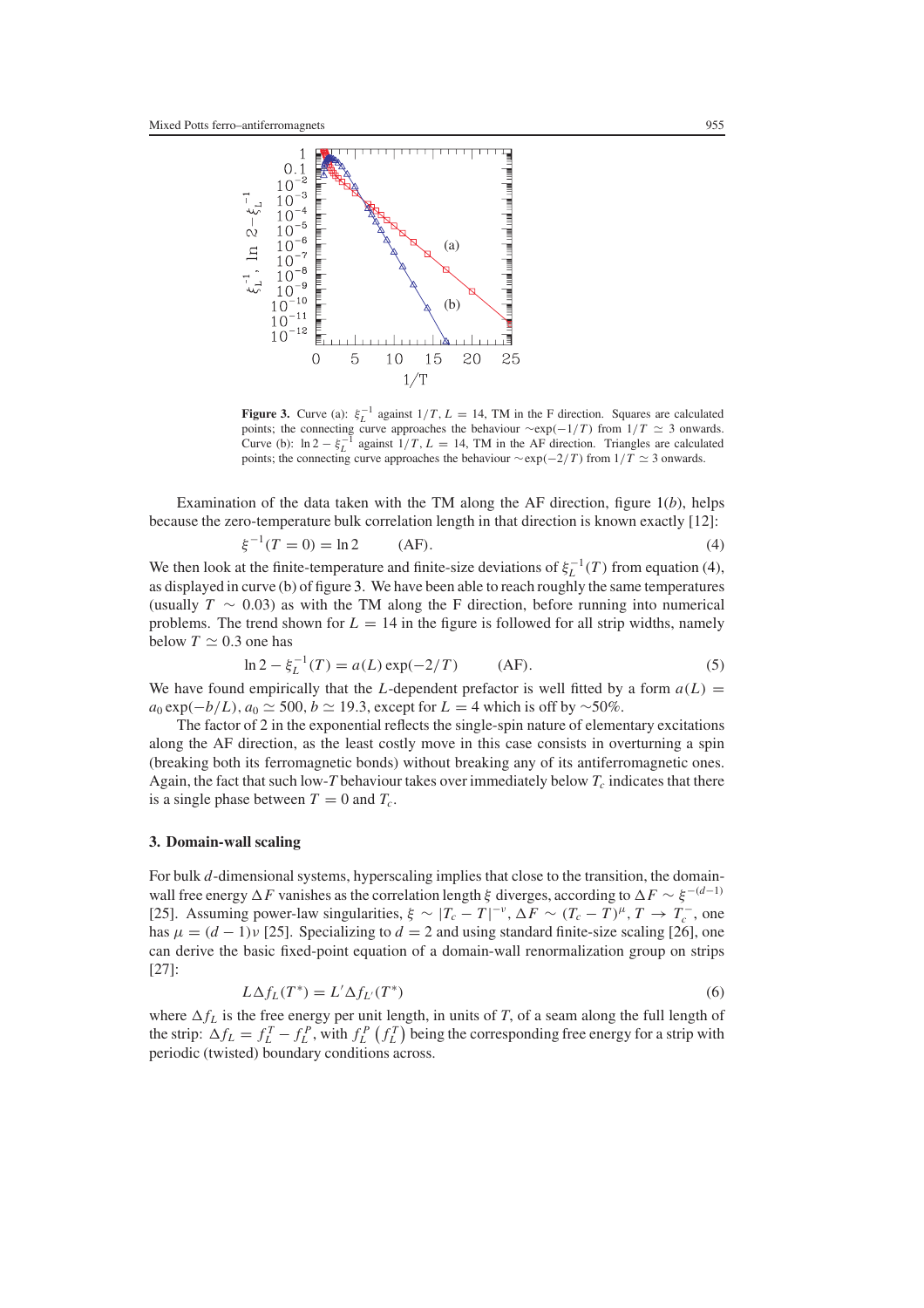**Figure 3.** Curve (a): $\xi_L^{-1}$ against $1/T$, $L = 14$, TM in the F direction. Squares are calculated points; the connecting curve approaches the behaviour $\sim\exp(-1/T)$ from $1/T \simeq 3$ onwards. Curve (b): $\ln 2 - \xi_L^{-1}$ against $1/T$, $L = 14$, TM in the AF direction. Triangles are calculated points; the connecting curve approaches the behaviour $\sim\exp(-2/T)$ from $1/T \simeq 3$ onwards.

Examination of the data taken with the TM along the AF direction, figure 1(*b*), helps because the zero-temperature bulk correlation length in that direction is known exactly [12]:

$$\xi^{-1}(T = 0) = \ln 2 \qquad \text{(AF)}. \tag{4}$$

We then look at the finite-temperature and finite-size deviations of $\xi_L^{-1}(T)$ from equation (4), as displayed in curve (b) of figure 3. We have been able to reach roughly the same temperatures (usually $T \sim 0.03$) as with the TM along the F direction, before running into numerical problems. The trend shown for $L = 14$ in the figure is followed for all strip widths, namely below $T \simeq 0.3$ one has

$$\ln 2 - \xi_L^{-1}(T) = a(L)\exp(-2/T) \qquad \text{(AF)}. \tag{5}$$

We have found empirically that the $L$-dependent prefactor is well fitted by a form $a(L) = a_0\exp(-b/L)$, $a_0 \simeq 500$, $b \simeq 19.3$, except for $L = 4$ which is off by $\sim$50%.

The factor of 2 in the exponential reflects the single-spin nature of elementary excitations along the AF direction, as the least costly move in this case consists in overturning a spin (breaking both its ferromagnetic bonds) without breaking any of its antiferromagnetic ones. Again, the fact that such low-$T$ behaviour takes over immediately below $T_c$ indicates that there is a single phase between $T = 0$ and $T_c$.

### 3. Domain-wall scaling

For bulk $d$-dimensional systems, hyperscaling implies that close to the transition, the domain-wall free energy $\Delta F$ vanishes as the correlation length $\xi$ diverges, according to $\Delta F \sim \xi^{-(d-1)}$ [25]. Assuming power-law singularities, $\xi \sim |T_c - T|^{-\nu}$, $\Delta F \sim (T_c - T)^{\mu}$, $T \to T_c^-$, one has $\mu = (d-1)\nu$ [25]. Specializing to $d = 2$ and using standard finite-size scaling [26], one can derive the basic fixed-point equation of a domain-wall renormalization group on strips [27]:

$$L\Delta f_L(T^*) = L'\Delta f_{L'}(T^*) \tag{6}$$

where $\Delta f_L$ is the free energy per unit length, in units of $T$, of a seam along the full length of the strip: $\Delta f_L = f_L^T - f_L^P$, with $f_L^P$ $\left(f_L^T\right)$ being the corresponding free energy for a strip with periodic (twisted) boundary conditions across.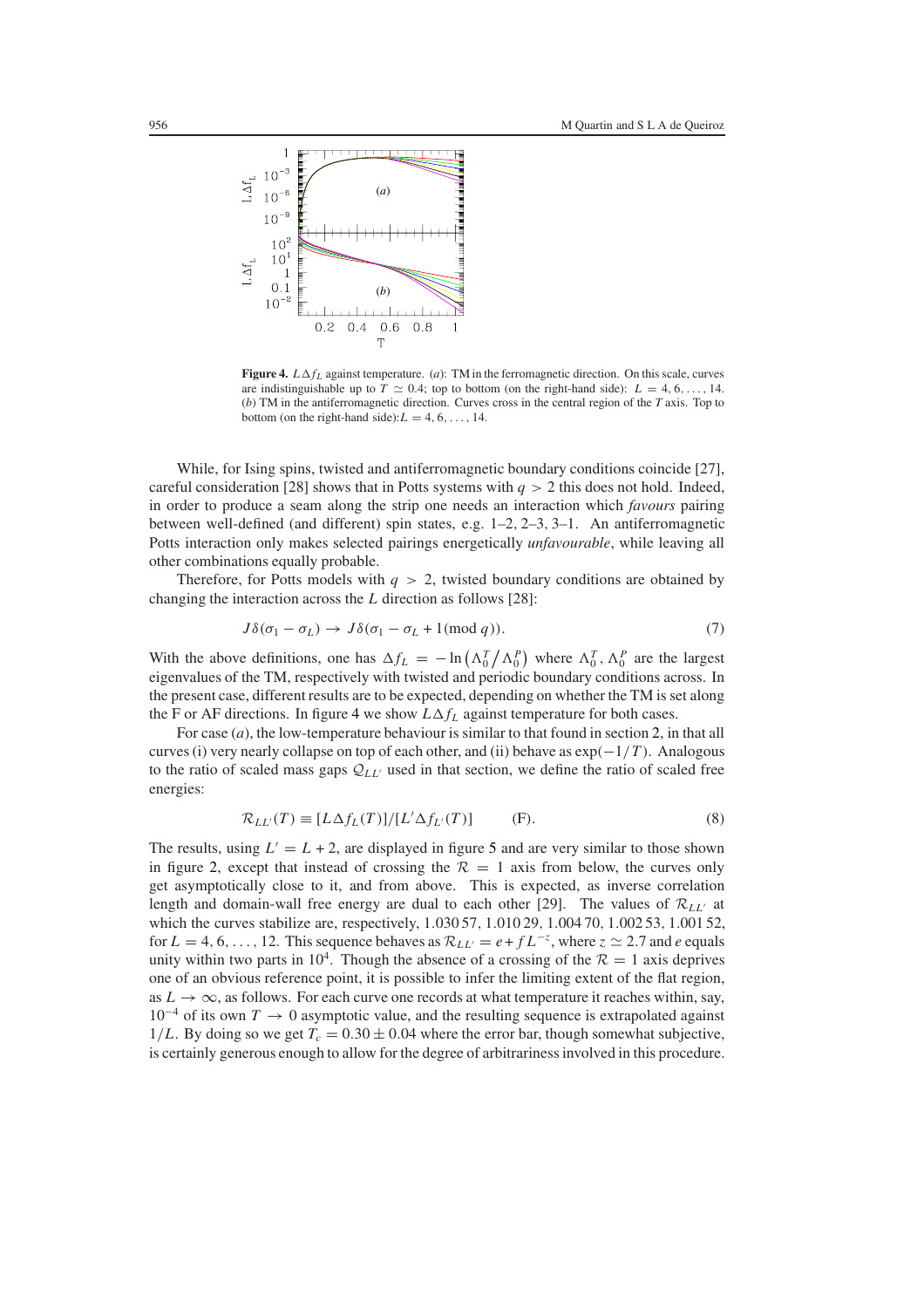**Figure 4.** $L\Delta f_L$ against temperature. (*a*): TM in the ferromagnetic direction. On this scale, curves are indistinguishable up to $T \simeq 0.4$; top to bottom (on the right-hand side): $L = 4, 6, \ldots, 14$. (*b*) TM in the antiferromagnetic direction. Curves cross in the central region of the $T$ axis. Top to bottom (on the right-hand side):$L = 4, 6, \ldots, 14$.

While, for Ising spins, twisted and antiferromagnetic boundary conditions coincide [27], careful consideration [28] shows that in Potts systems with $q > 2$ this does not hold. Indeed, in order to produce a seam along the strip one needs an interaction which *favours* pairing between well-defined (and different) spin states, e.g. 1–2, 2–3, 3–1. An antiferromagnetic Potts interaction only makes selected pairings energetically *unfavourable*, while leaving all other combinations equally probable.

Therefore, for Potts models with $q > 2$, twisted boundary conditions are obtained by changing the interaction across the $L$ direction as follows [28]:

$$J\delta(\sigma_1 - \sigma_L) \rightarrow J\delta(\sigma_1 - \sigma_L + 1(\mathrm{mod}\ q)). \tag{7}$$

With the above definitions, one has $\Delta f_L = -\ln\left(\Lambda_0^T / \Lambda_0^P\right)$ where $\Lambda_0^T, \Lambda_0^P$ are the largest eigenvalues of the TM, respectively with twisted and periodic boundary conditions across. In the present case, different results are to be expected, depending on whether the TM is set along the F or AF directions. In figure 4 we show $L\Delta f_L$ against temperature for both cases.

For case (*a*), the low-temperature behaviour is similar to that found in section 2, in that all curves (i) very nearly collapse on top of each other, and (ii) behave as $\exp(-1/T)$. Analogous to the ratio of scaled mass gaps $\mathcal{Q}_{LL'}$ used in that section, we define the ratio of scaled free energies:

$$\mathcal{R}_{LL'}(T) \equiv [L\Delta f_L(T)]/[L'\Delta f_{L'}(T)] \qquad \text{(F)}. \tag{8}$$

The results, using $L' = L + 2$, are displayed in figure 5 and are very similar to those shown in figure 2, except that instead of crossing the $\mathcal{R} = 1$ axis from below, the curves only get asymptotically close to it, and from above. This is expected, as inverse correlation length and domain-wall free energy are dual to each other [29]. The values of $\mathcal{R}_{LL'}$ at which the curves stabilize are, respectively, 1.030 57, 1.010 29, 1.004 70, 1.002 53, 1.001 52, for $L = 4, 6, \ldots, 12$. This sequence behaves as $\mathcal{R}_{LL'} = e + f L^{-z}$, where $z \simeq 2.7$ and $e$ equals unity within two parts in $10^4$. Though the absence of a crossing of the $\mathcal{R} = 1$ axis deprives one of an obvious reference point, it is possible to infer the limiting extent of the flat region, as $L \rightarrow \infty$, as follows. For each curve one records at what temperature it reaches within, say, $10^{-4}$ of its own $T \rightarrow 0$ asymptotic value, and the resulting sequence is extrapolated against $1/L$. By doing so we get $T_c = 0.30 \pm 0.04$ where the error bar, though somewhat subjective, is certainly generous enough to allow for the degree of arbitrariness involved in this procedure.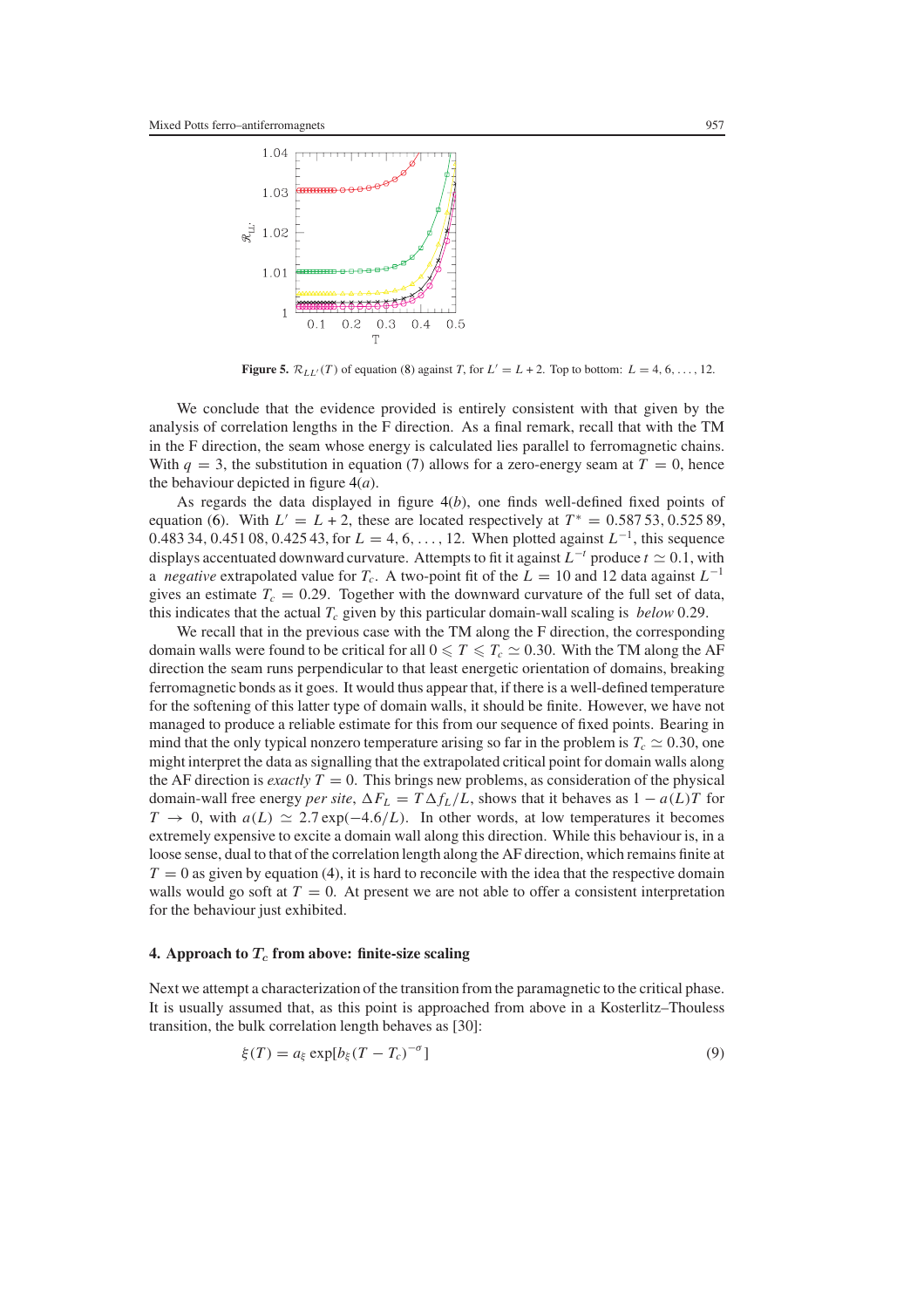**Figure 5.** $\mathcal{R}_{LL'}(T)$ of equation (8) against $T$, for $L' = L + 2$. Top to bottom: $L = 4, 6, \ldots, 12$.

We conclude that the evidence provided is entirely consistent with that given by the analysis of correlation lengths in the F direction. As a final remark, recall that with the TM in the F direction, the seam whose energy is calculated lies parallel to ferromagnetic chains. With $q = 3$, the substitution in equation (7) allows for a zero-energy seam at $T = 0$, hence the behaviour depicted in figure 4($a$).

As regards the data displayed in figure 4($b$), one finds well-defined fixed points of equation (6). With $L' = L + 2$, these are located respectively at $T^* = 0.587\,53, 0.525\,89, 0.483\,34, 0.451\,08, 0.425\,43$, for $L = 4, 6, \ldots, 12$. When plotted against $L^{-1}$, this sequence displays accentuated downward curvature. Attempts to fit it against $L^{-t}$ produce $t \simeq 0.1$, with a *negative* extrapolated value for $T_c$. A two-point fit of the $L = 10$ and 12 data against $L^{-1}$ gives an estimate $T_c = 0.29$. Together with the downward curvature of the full set of data, this indicates that the actual $T_c$ given by this particular domain-wall scaling is *below* 0.29.

We recall that in the previous case with the TM along the F direction, the corresponding domain walls were found to be critical for all $0 \leqslant T \leqslant T_c \simeq 0.30$. With the TM along the AF direction the seam runs perpendicular to that least energetic orientation of domains, breaking ferromagnetic bonds as it goes. It would thus appear that, if there is a well-defined temperature for the softening of this latter type of domain walls, it should be finite. However, we have not managed to produce a reliable estimate for this from our sequence of fixed points. Bearing in mind that the only typical nonzero temperature arising so far in the problem is $T_c \simeq 0.30$, one might interpret the data as signalling that the extrapolated critical point for domain walls along the AF direction is *exactly* $T = 0$. This brings new problems, as consideration of the physical domain-wall free energy *per site*, $\Delta F_L = T\Delta f_L/L$, shows that it behaves as $1 - a(L)T$ for $T \to 0$, with $a(L) \simeq 2.7\exp(-4.6/L)$. In other words, at low temperatures it becomes extremely expensive to excite a domain wall along this direction. While this behaviour is, in a loose sense, dual to that of the correlation length along the AF direction, which remains finite at $T = 0$ as given by equation (4), it is hard to reconcile with the idea that the respective domain walls would go soft at $T = 0$. At present we are not able to offer a consistent interpretation for the behaviour just exhibited.

## 4. Approach to $T_c$ from above: finite-size scaling

Next we attempt a characterization of the transition from the paramagnetic to the critical phase. It is usually assumed that, as this point is approached from above in a Kosterlitz–Thouless transition, the bulk correlation length behaves as [30]:

$$\xi(T) = a_\xi \exp[b_\xi (T - T_c)^{-\sigma}] \tag{9}$$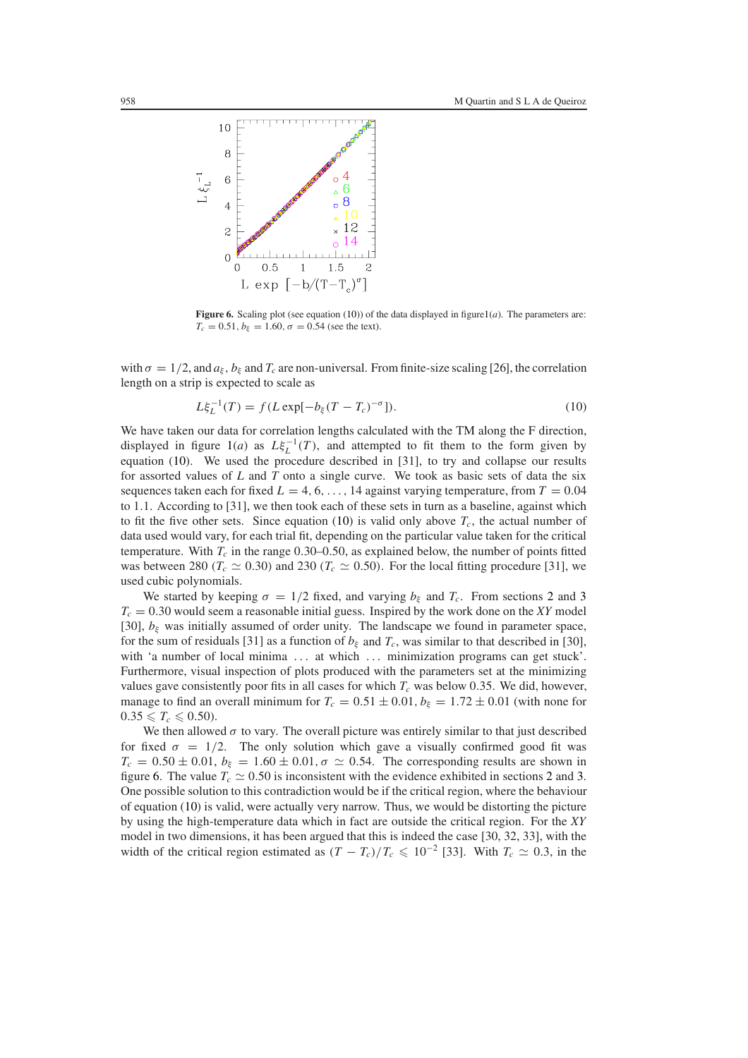**Figure 6.** Scaling plot (see equation (10)) of the data displayed in figure1(*a*). The parameters are: $T_c = 0.51$, $b_\xi = 1.60$, $\sigma = 0.54$ (see the text).

with $\sigma = 1/2$, and $a_\xi$, $b_\xi$ and $T_c$ are non-universal. From finite-size scaling [26], the correlation length on a strip is expected to scale as

$$L\xi_L^{-1}(T) = f(L\exp[-b_\xi(T - T_c)^{-\sigma}]). \tag{10}$$

We have taken our data for correlation lengths calculated with the TM along the F direction, displayed in figure 1(*a*) as $L\xi_L^{-1}(T)$, and attempted to fit them to the form given by equation (10). We used the procedure described in [31], to try and collapse our results for assorted values of $L$ and $T$ onto a single curve. We took as basic sets of data the six sequences taken each for fixed $L = 4, 6, \ldots, 14$ against varying temperature, from $T = 0.04$ to 1.1. According to [31], we then took each of these sets in turn as a baseline, against which to fit the five other sets. Since equation (10) is valid only above $T_c$, the actual number of data used would vary, for each trial fit, depending on the particular value taken for the critical temperature. With $T_c$ in the range 0.30–0.50, as explained below, the number of points fitted was between 280 ($T_c \simeq 0.30$) and 230 ($T_c \simeq 0.50$). For the local fitting procedure [31], we used cubic polynomials.

We started by keeping $\sigma = 1/2$ fixed, and varying $b_\xi$ and $T_c$. From sections 2 and 3 $T_c = 0.30$ would seem a reasonable initial guess. Inspired by the work done on the *XY* model [30], $b_\xi$ was initially assumed of order unity. The landscape we found in parameter space, for the sum of residuals [31] as a function of $b_\xi$ and $T_c$, was similar to that described in [30], with 'a number of local minima … at which … minimization programs can get stuck'. Furthermore, visual inspection of plots produced with the parameters set at the minimizing values gave consistently poor fits in all cases for which $T_c$ was below 0.35. We did, however, manage to find an overall minimum for $T_c = 0.51 \pm 0.01$, $b_\xi = 1.72 \pm 0.01$ (with none for $0.35 \leqslant T_c \leqslant 0.50$).

We then allowed $\sigma$ to vary. The overall picture was entirely similar to that just described for fixed $\sigma = 1/2$. The only solution which gave a visually confirmed good fit was $T_c = 0.50 \pm 0.01$, $b_\xi = 1.60 \pm 0.01$, $\sigma \simeq 0.54$. The corresponding results are shown in figure 6. The value $T_c \simeq 0.50$ is inconsistent with the evidence exhibited in sections 2 and 3. One possible solution to this contradiction would be if the critical region, where the behaviour of equation (10) is valid, were actually very narrow. Thus, we would be distorting the picture by using the high-temperature data which in fact are outside the critical region. For the *XY* model in two dimensions, it has been argued that this is indeed the case [30, 32, 33], with the width of the critical region estimated as $(T - T_c)/T_c \leqslant 10^{-2}$ [33]. With $T_c \simeq 0.3$, in the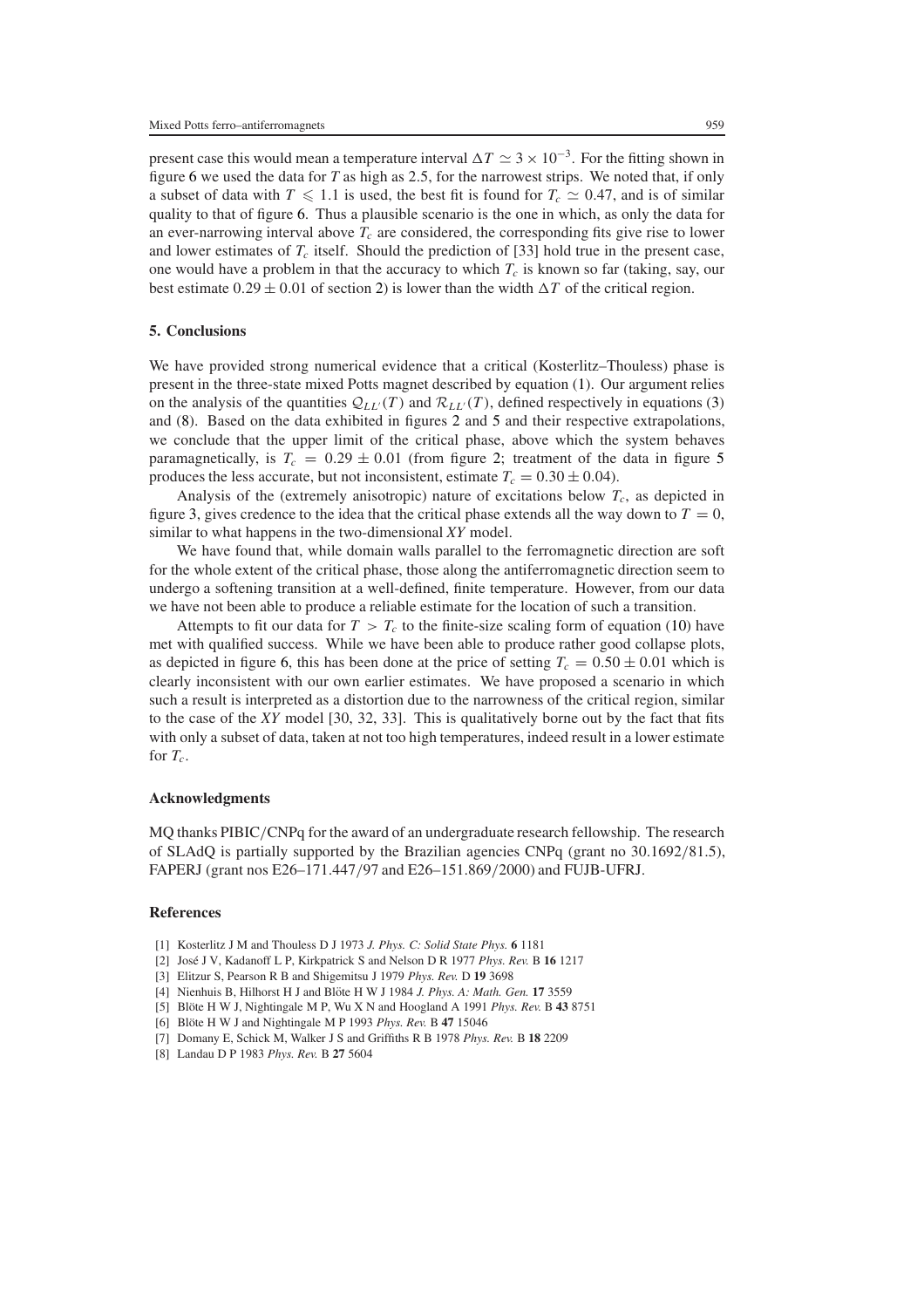present case this would mean a temperature interval $\Delta T \simeq 3 \times 10^{-3}$. For the fitting shown in figure 6 we used the data for $T$ as high as 2.5, for the narrowest strips. We noted that, if only a subset of data with $T \leqslant 1.1$ is used, the best fit is found for $T_c \simeq 0.47$, and is of similar quality to that of figure 6. Thus a plausible scenario is the one in which, as only the data for an ever-narrowing interval above $T_c$ are considered, the corresponding fits give rise to lower and lower estimates of $T_c$ itself. Should the prediction of [33] hold true in the present case, one would have a problem in that the accuracy to which $T_c$ is known so far (taking, say, our best estimate $0.29 \pm 0.01$ of section 2) is lower than the width $\Delta T$ of the critical region.

## 5. Conclusions

We have provided strong numerical evidence that a critical (Kosterlitz–Thouless) phase is present in the three-state mixed Potts magnet described by equation (1). Our argument relies on the analysis of the quantities $\mathcal{Q}_{LL'}(T)$ and $\mathcal{R}_{LL'}(T)$, defined respectively in equations (3) and (8). Based on the data exhibited in figures 2 and 5 and their respective extrapolations, we conclude that the upper limit of the critical phase, above which the system behaves paramagnetically, is $T_c = 0.29 \pm 0.01$ (from figure 2; treatment of the data in figure 5 produces the less accurate, but not inconsistent, estimate $T_c = 0.30 \pm 0.04$).

Analysis of the (extremely anisotropic) nature of excitations below $T_c$, as depicted in figure 3, gives credence to the idea that the critical phase extends all the way down to $T = 0$, similar to what happens in the two-dimensional *XY* model.

We have found that, while domain walls parallel to the ferromagnetic direction are soft for the whole extent of the critical phase, those along the antiferromagnetic direction seem to undergo a softening transition at a well-defined, finite temperature. However, from our data we have not been able to produce a reliable estimate for the location of such a transition.

Attempts to fit our data for $T > T_c$ to the finite-size scaling form of equation (10) have met with qualified success. While we have been able to produce rather good collapse plots, as depicted in figure 6, this has been done at the price of setting $T_c = 0.50 \pm 0.01$ which is clearly inconsistent with our own earlier estimates. We have proposed a scenario in which such a result is interpreted as a distortion due to the narrowness of the critical region, similar to the case of the *XY* model [30, 32, 33]. This is qualitatively borne out by the fact that fits with only a subset of data, taken at not too high temperatures, indeed result in a lower estimate for $T_c$.

## Acknowledgments

MQ thanks PIBIC/CNPq for the award of an undergraduate research fellowship. The research of SLAdQ is partially supported by the Brazilian agencies CNPq (grant no 30.1692/81.5), FAPERJ (grant nos E26–171.447/97 and E26–151.869/2000) and FUJB-UFRJ.

## References

[1] Kosterlitz J M and Thouless D J 1973 *J. Phys. C: Solid State Phys.* **6** 1181
[2] José J V, Kadanoff L P, Kirkpatrick S and Nelson D R 1977 *Phys. Rev.* B **16** 1217
[3] Elitzur S, Pearson R B and Shigemitsu J 1979 *Phys. Rev.* D **19** 3698
[4] Nienhuis B, Hilhorst H J and Blöte H W J 1984 *J. Phys. A: Math. Gen.* **17** 3559
[5] Blöte H W J, Nightingale M P, Wu X N and Hoogland A 1991 *Phys. Rev.* B **43** 8751
[6] Blöte H W J and Nightingale M P 1993 *Phys. Rev.* B **47** 15046
[7] Domany E, Schick M, Walker J S and Griffiths R B 1978 *Phys. Rev.* B **18** 2209
[8] Landau D P 1983 *Phys. Rev.* B **27** 5604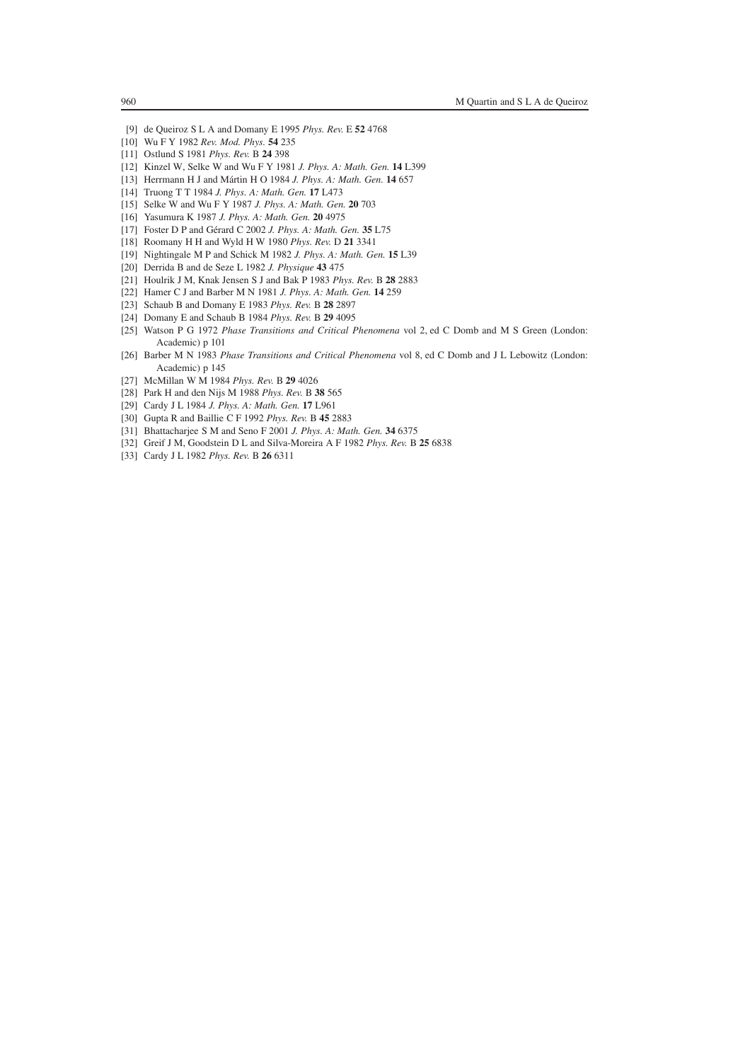[9] de Queiroz S L A and Domany E 1995 *Phys. Rev.* E **52** 4768
[10] Wu F Y 1982 *Rev. Mod. Phys.* **54** 235
[11] Ostlund S 1981 *Phys. Rev.* B **24** 398
[12] Kinzel W, Selke W and Wu F Y 1981 *J. Phys. A: Math. Gen.* **14** L399
[13] Herrmann H J and Mártin H O 1984 *J. Phys. A: Math. Gen.* **14** 657
[14] Truong T T 1984 *J. Phys. A: Math. Gen.* **17** L473
[15] Selke W and Wu F Y 1987 *J. Phys. A: Math. Gen.* **20** 703
[16] Yasumura K 1987 *J. Phys. A: Math. Gen.* **20** 4975
[17] Foster D P and Gérard C 2002 *J. Phys. A: Math. Gen.* **35** L75
[18] Roomany H H and Wyld H W 1980 *Phys. Rev.* D **21** 3341
[19] Nightingale M P and Schick M 1982 *J. Phys. A: Math. Gen.* **15** L39
[20] Derrida B and de Seze L 1982 *J. Physique* **43** 475
[21] Houlrik J M, Knak Jensen S J and Bak P 1983 *Phys. Rev.* B **28** 2883
[22] Hamer C J and Barber M N 1981 *J. Phys. A: Math. Gen.* **14** 259
[23] Schaub B and Domany E 1983 *Phys. Rev.* B **28** 2897
[24] Domany E and Schaub B 1984 *Phys. Rev.* B **29** 4095
[25] Watson P G 1972 *Phase Transitions and Critical Phenomena* vol 2, ed C Domb and M S Green (London: Academic) p 101
[26] Barber M N 1983 *Phase Transitions and Critical Phenomena* vol 8, ed C Domb and J L Lebowitz (London: Academic) p 145
[27] McMillan W M 1984 *Phys. Rev.* B **29** 4026
[28] Park H and den Nijs M 1988 *Phys. Rev.* B **38** 565
[29] Cardy J L 1984 *J. Phys. A: Math. Gen.* **17** L961
[30] Gupta R and Baillie C F 1992 *Phys. Rev.* B **45** 2883
[31] Bhattacharjee S M and Seno F 2001 *J. Phys. A: Math. Gen.* **34** 6375
[32] Greif J M, Goodstein D L and Silva-Moreira A F 1982 *Phys. Rev.* B **25** 6838
[33] Cardy J L 1982 *Phys. Rev.* B **26** 6311